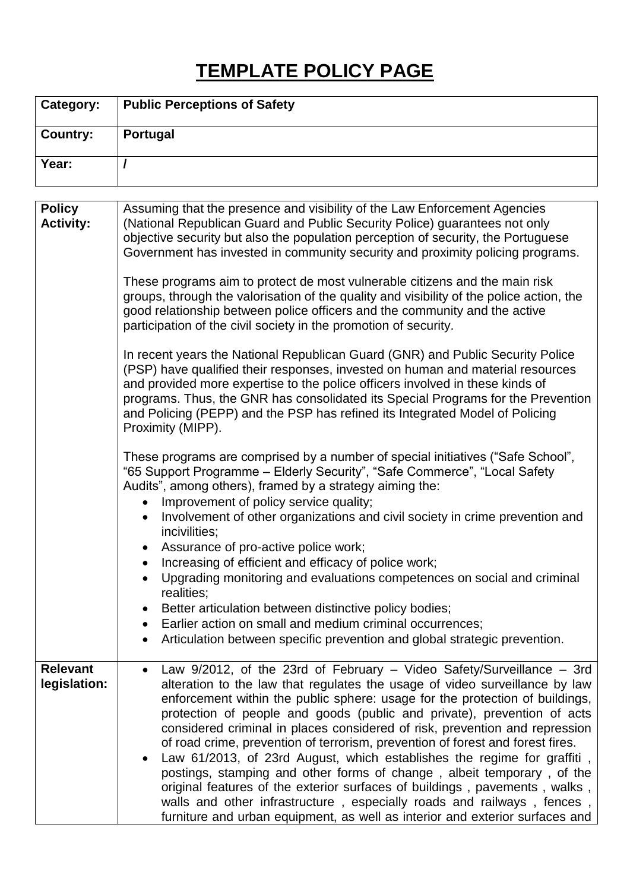# TEMPLATE POLICY PAGE

| **Category:** | **Public Perceptions of Safety** |
|---|---|
| **Country:** | **Portugal** |
| **Year:** | **/** |

| **Policy Activity:** | Assuming that the presence and visibility of the Law Enforcement Agencies (National Republican Guard and Public Security Police) guarantees not only objective security but also the population perception of security, the Portuguese Government has invested in community security and proximity policing programs.<br><br>These programs aim to protect de most vulnerable citizens and the main risk groups, through the valorisation of the quality and visibility of the police action, the good relationship between police officers and the community and the active participation of the civil society in the promotion of security.<br><br>In recent years the National Republican Guard (GNR) and Public Security Police (PSP) have qualified their responses, invested on human and material resources and provided more expertise to the police officers involved in these kinds of programs. Thus, the GNR has consolidated its Special Programs for the Prevention and Policing (PEPP) and the PSP has refined its Integrated Model of Policing Proximity (MIPP).<br><br>These programs are comprised by a number of special initiatives ("Safe School", "65 Support Programme – Elderly Security", "Safe Commerce", "Local Safety Audits", among others), framed by a strategy aiming the:<br>• Improvement of policy service quality;<br>• Involvement of other organizations and civil society in crime prevention and incivilities;<br>• Assurance of pro-active police work;<br>• Increasing of efficient and efficacy of police work;<br>• Upgrading monitoring and evaluations competences on social and criminal realities;<br>• Better articulation between distinctive policy bodies;<br>• Earlier action on small and medium criminal occurrences;<br>• Articulation between specific prevention and global strategic prevention. |
|---|---|
| **Relevant legislation:** | • Law 9/2012, of the 23rd of February – Video Safety/Surveillance – 3rd alteration to the law that regulates the usage of video surveillance by law enforcement within the public sphere: usage for the protection of buildings, protection of people and goods (public and private), prevention of acts considered criminal in places considered of risk, prevention and repression of road crime, prevention of terrorism, prevention of forest and forest fires.<br>• Law 61/2013, of 23rd August, which establishes the regime for graffiti , postings, stamping and other forms of change , albeit temporary , of the original features of the exterior surfaces of buildings , pavements , walks , walls and other infrastructure , especially roads and railways , fences , furniture and urban equipment, as well as interior and exterior surfaces and |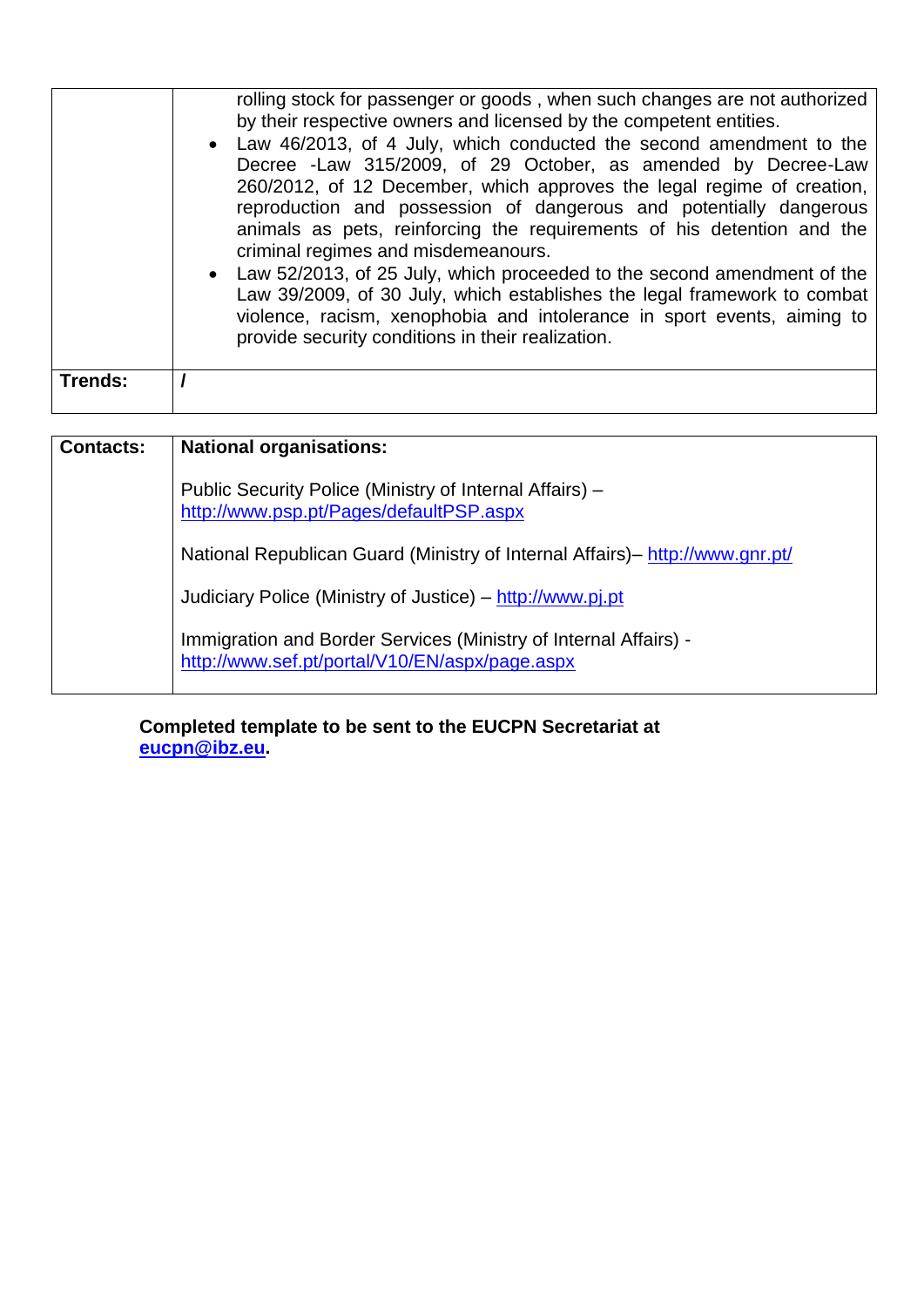| | |
|---|---|
| | rolling stock for passenger or goods , when such changes are not authorized by their respective owners and licensed by the competent entities.<br>• Law 46/2013, of 4 July, which conducted the second amendment to the Decree -Law 315/2009, of 29 October, as amended by Decree-Law 260/2012, of 12 December, which approves the legal regime of creation, reproduction and possession of dangerous and potentially dangerous animals as pets, reinforcing the requirements of his detention and the criminal regimes and misdemeanours.<br>• Law 52/2013, of 25 July, which proceeded to the second amendment of the Law 39/2009, of 30 July, which establishes the legal framework to combat violence, racism, xenophobia and intolerance in sport events, aiming to provide security conditions in their realization. |
| **Trends:** | **/** |

| | |
|---|---|
| **Contacts:** | **National organisations:**<br><br>Public Security Police (Ministry of Internal Affairs) – http://www.psp.pt/Pages/defaultPSP.aspx<br><br>National Republican Guard (Ministry of Internal Affairs)– http://www.gnr.pt/<br><br>Judiciary Police (Ministry of Justice) – http://www.pj.pt<br><br>Immigration and Border Services (Ministry of Internal Affairs) - http://www.sef.pt/portal/V10/EN/aspx/page.aspx |

**Completed template to be sent to the EUCPN Secretariat at eucpn@ibz.eu.**